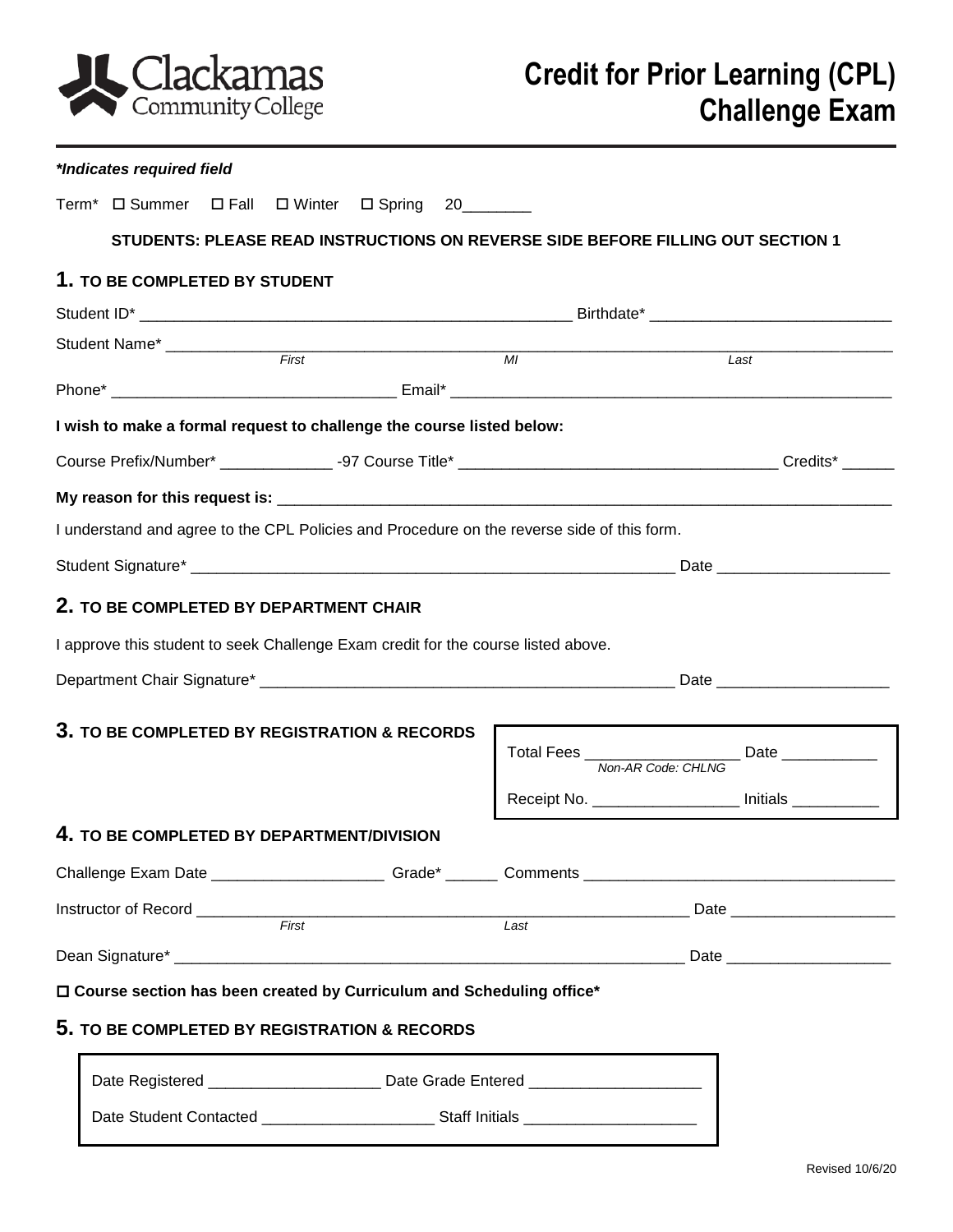Clackamas Community College

# Credit for Prior Learning (CPL) Challenge Exam

***Indicates required field**

Term* ☐ Summer ☐ Fall ☐ Winter ☐ Spring 20________

**STUDENTS: PLEASE READ INSTRUCTIONS ON REVERSE SIDE BEFORE FILLING OUT SECTION 1**

## 1. TO BE COMPLETED BY STUDENT

Student ID* ____________________________________________________ Birthdate* ____________________________

Student Name* ______________________________________________________________________________________
*First* *MI* *Last*

Phone* _________________________________ Email* ____________________________________________________

**I wish to make a formal request to challenge the course listed below:**

Course Prefix/Number* _____________ -97 Course Title* ____________________________________ Credits* ______

**My reason for this request is:** ___________________________________________________________________________

I understand and agree to the CPL Policies and Procedure on the reverse side of this form.

Student Signature* _________________________________________________________ Date ____________________

## 2. TO BE COMPLETED BY DEPARTMENT CHAIR

I approve this student to seek Challenge Exam credit for the course listed above.

Department Chair Signature* _________________________________________________ Date ____________________

## 3. TO BE COMPLETED BY REGISTRATION & RECORDS

Total Fees __________________ Date ___________
*Non-AR Code: CHLNG*

Receipt No. _________________ Initials __________

## 4. TO BE COMPLETED BY DEPARTMENT/DIVISION

Challenge Exam Date ____________________ Grade* ______ Comments ___________________________________

Instructor of Record ___________________________________________________________ Date ___________________
*First* *Last*

Dean Signature* _____________________________________________________________ Date ___________________

☐ **Course section has been created by Curriculum and Scheduling office***

## 5. TO BE COMPLETED BY REGISTRATION & RECORDS

Date Registered ____________________ Date Grade Entered ____________________

Date Student Contacted ____________________ Staff Initials ____________________

Revised 10/6/20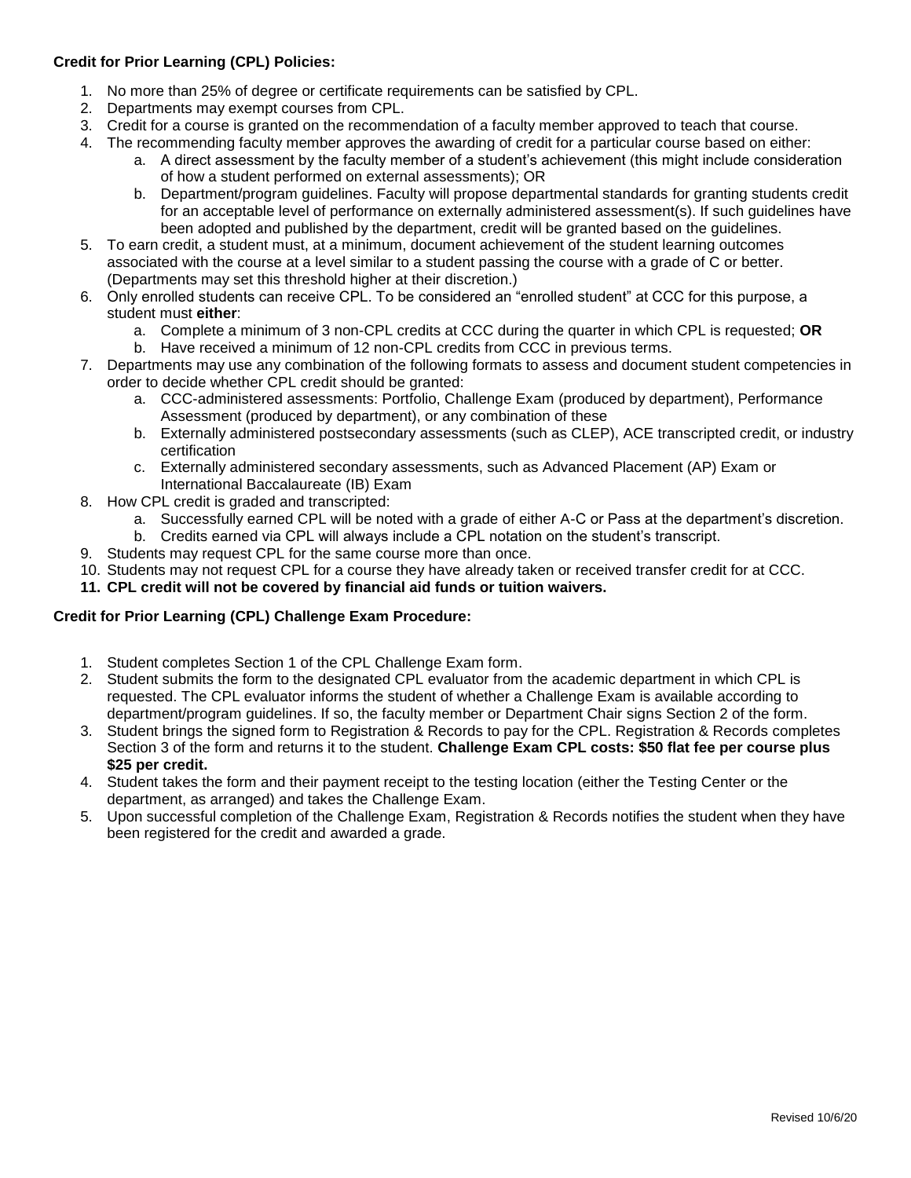**Credit for Prior Learning (CPL) Policies:**

1. No more than 25% of degree or certificate requirements can be satisfied by CPL.
2. Departments may exempt courses from CPL.
3. Credit for a course is granted on the recommendation of a faculty member approved to teach that course.
4. The recommending faculty member approves the awarding of credit for a particular course based on either:
   a. A direct assessment by the faculty member of a student's achievement (this might include consideration of how a student performed on external assessments); OR
   b. Department/program guidelines. Faculty will propose departmental standards for granting students credit for an acceptable level of performance on externally administered assessment(s). If such guidelines have been adopted and published by the department, credit will be granted based on the guidelines.
5. To earn credit, a student must, at a minimum, document achievement of the student learning outcomes associated with the course at a level similar to a student passing the course with a grade of C or better. (Departments may set this threshold higher at their discretion.)
6. Only enrolled students can receive CPL. To be considered an "enrolled student" at CCC for this purpose, a student must **either**:
   a. Complete a minimum of 3 non-CPL credits at CCC during the quarter in which CPL is requested; **OR**
   b. Have received a minimum of 12 non-CPL credits from CCC in previous terms.
7. Departments may use any combination of the following formats to assess and document student competencies in order to decide whether CPL credit should be granted:
   a. CCC-administered assessments: Portfolio, Challenge Exam (produced by department), Performance Assessment (produced by department), or any combination of these
   b. Externally administered postsecondary assessments (such as CLEP), ACE transcripted credit, or industry certification
   c. Externally administered secondary assessments, such as Advanced Placement (AP) Exam or International Baccalaureate (IB) Exam
8. How CPL credit is graded and transcripted:
   a. Successfully earned CPL will be noted with a grade of either A-C or Pass at the department's discretion.
   b. Credits earned via CPL will always include a CPL notation on the student's transcript.
9. Students may request CPL for the same course more than once.
10. Students may not request CPL for a course they have already taken or received transfer credit for at CCC.
11. **CPL credit will not be covered by financial aid funds or tuition waivers.**

**Credit for Prior Learning (CPL) Challenge Exam Procedure:**

1. Student completes Section 1 of the CPL Challenge Exam form.
2. Student submits the form to the designated CPL evaluator from the academic department in which CPL is requested. The CPL evaluator informs the student of whether a Challenge Exam is available according to department/program guidelines. If so, the faculty member or Department Chair signs Section 2 of the form.
3. Student brings the signed form to Registration & Records to pay for the CPL. Registration & Records completes Section 3 of the form and returns it to the student. **Challenge Exam CPL costs: $50 flat fee per course plus $25 per credit.**
4. Student takes the form and their payment receipt to the testing location (either the Testing Center or the department, as arranged) and takes the Challenge Exam.
5. Upon successful completion of the Challenge Exam, Registration & Records notifies the student when they have been registered for the credit and awarded a grade.

Revised 10/6/20